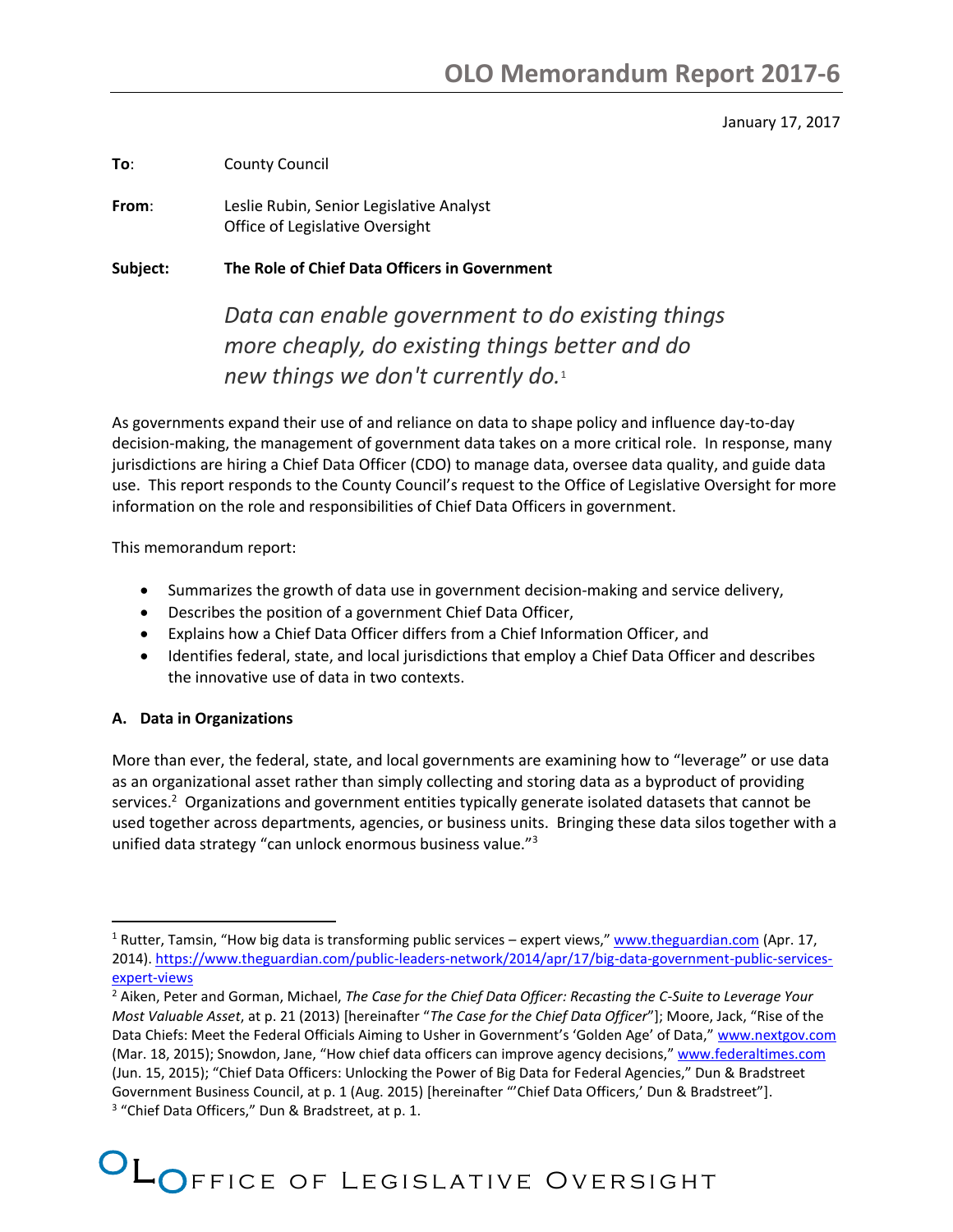# OLO Memorandum Report 2017-6

January 17, 2017

**To**: County Council

**From**: Leslie Rubin, Senior Legislative Analyst
Office of Legislative Oversight

**Subject: The Role of Chief Data Officers in Government**

*Data can enable government to do existing things more cheaply, do existing things better and do new things we don't currently do.*[1]

As governments expand their use of and reliance on data to shape policy and influence day-to-day decision-making, the management of government data takes on a more critical role. In response, many jurisdictions are hiring a Chief Data Officer (CDO) to manage data, oversee data quality, and guide data use. This report responds to the County Council's request to the Office of Legislative Oversight for more information on the role and responsibilities of Chief Data Officers in government.

This memorandum report:

- Summarizes the growth of data use in government decision-making and service delivery,
- Describes the position of a government Chief Data Officer,
- Explains how a Chief Data Officer differs from a Chief Information Officer, and
- Identifies federal, state, and local jurisdictions that employ a Chief Data Officer and describes the innovative use of data in two contexts.

**A. Data in Organizations**

More than ever, the federal, state, and local governments are examining how to "leverage" or use data as an organizational asset rather than simply collecting and storing data as a byproduct of providing services.[2] Organizations and government entities typically generate isolated datasets that cannot be used together across departments, agencies, or business units. Bringing these data silos together with a unified data strategy "can unlock enormous business value."[3]

---

[1] Rutter, Tamsin, "How big data is transforming public services – expert views," www.theguardian.com (Apr. 17, 2014). https://www.theguardian.com/public-leaders-network/2014/apr/17/big-data-government-public-services-expert-views

[2] Aiken, Peter and Gorman, Michael, *The Case for the Chief Data Officer: Recasting the C-Suite to Leverage Your Most Valuable Asset*, at p. 21 (2013) [hereinafter "*The Case for the Chief Data Officer*"]; Moore, Jack, "Rise of the Data Chiefs: Meet the Federal Officials Aiming to Usher in Government's 'Golden Age' of Data," www.nextgov.com (Mar. 18, 2015); Snowdon, Jane, "How chief data officers can improve agency decisions," www.federaltimes.com (Jun. 15, 2015); "Chief Data Officers: Unlocking the Power of Big Data for Federal Agencies," Dun & Bradstreet Government Business Council, at p. 1 (Aug. 2015) [hereinafter "'Chief Data Officers,' Dun & Bradstreet"].

[3] "Chief Data Officers," Dun & Bradstreet, at p. 1.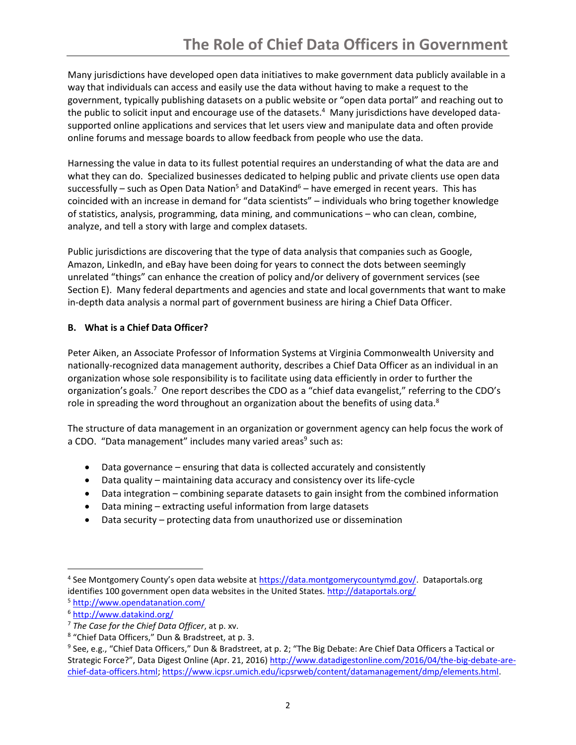Many jurisdictions have developed open data initiatives to make government data publicly available in a way that individuals can access and easily use the data without having to make a request to the government, typically publishing datasets on a public website or "open data portal" and reaching out to the public to solicit input and encourage use of the datasets.[4] Many jurisdictions have developed data-supported online applications and services that let users view and manipulate data and often provide online forums and message boards to allow feedback from people who use the data.

Harnessing the value in data to its fullest potential requires an understanding of what the data are and what they can do. Specialized businesses dedicated to helping public and private clients use open data successfully – such as Open Data Nation[5] and DataKind[6] – have emerged in recent years. This has coincided with an increase in demand for "data scientists" – individuals who bring together knowledge of statistics, analysis, programming, data mining, and communications – who can clean, combine, analyze, and tell a story with large and complex datasets.

Public jurisdictions are discovering that the type of data analysis that companies such as Google, Amazon, LinkedIn, and eBay have been doing for years to connect the dots between seemingly unrelated "things" can enhance the creation of policy and/or delivery of government services (see Section E). Many federal departments and agencies and state and local governments that want to make in-depth data analysis a normal part of government business are hiring a Chief Data Officer.

**B. What is a Chief Data Officer?**

Peter Aiken, an Associate Professor of Information Systems at Virginia Commonwealth University and nationally-recognized data management authority, describes a Chief Data Officer as an individual in an organization whose sole responsibility is to facilitate using data efficiently in order to further the organization's goals.[7] One report describes the CDO as a "chief data evangelist," referring to the CDO's role in spreading the word throughout an organization about the benefits of using data.[8]

The structure of data management in an organization or government agency can help focus the work of a CDO. "Data management" includes many varied areas[9] such as:

- Data governance – ensuring that data is collected accurately and consistently
- Data quality – maintaining data accuracy and consistency over its life-cycle
- Data integration – combining separate datasets to gain insight from the combined information
- Data mining – extracting useful information from large datasets
- Data security – protecting data from unauthorized use or dissemination

---

[4] See Montgomery County's open data website at https://data.montgomerycountymd.gov/. Dataportals.org identifies 100 government open data websites in the United States. http://dataportals.org/

[5] http://www.opendatanation.com/

[6] http://www.datakind.org/

[7] *The Case for the Chief Data Officer*, at p. xv.

[8] "Chief Data Officers," Dun & Bradstreet, at p. 3.

[9] See, e.g., "Chief Data Officers," Dun & Bradstreet, at p. 2; "The Big Debate: Are Chief Data Officers a Tactical or Strategic Force?", Data Digest Online (Apr. 21, 2016) http://www.datadigestonline.com/2016/04/the-big-debate-are-chief-data-officers.html; https://www.icpsr.umich.edu/icpsrweb/content/datamanagement/dmp/elements.html.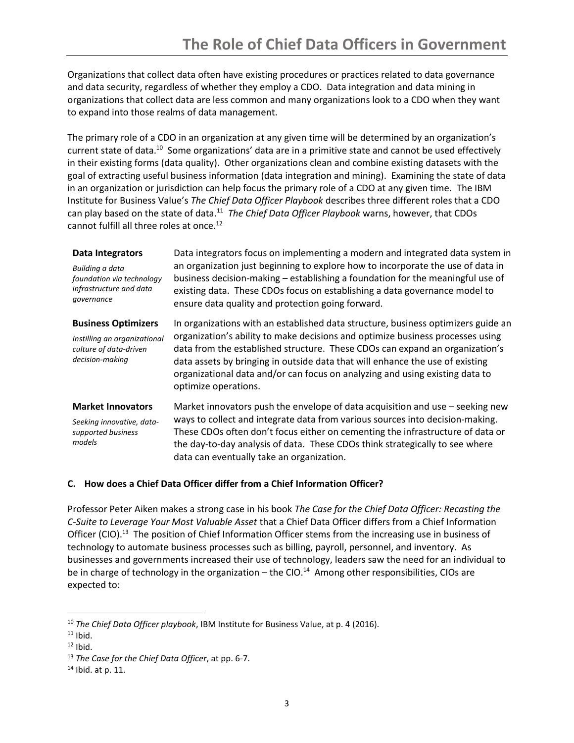Organizations that collect data often have existing procedures or practices related to data governance and data security, regardless of whether they employ a CDO. Data integration and data mining in organizations that collect data are less common and many organizations look to a CDO when they want to expand into those realms of data management.

The primary role of a CDO in an organization at any given time will be determined by an organization's current state of data.[10] Some organizations' data are in a primitive state and cannot be used effectively in their existing forms (data quality). Other organizations clean and combine existing datasets with the goal of extracting useful business information (data integration and mining). Examining the state of data in an organization or jurisdiction can help focus the primary role of a CDO at any given time. The IBM Institute for Business Value's *The Chief Data Officer Playbook* describes three different roles that a CDO can play based on the state of data.[11] *The Chief Data Officer Playbook* warns, however, that CDOs cannot fulfill all three roles at once.[12]

| | |
|---|---|
| **Data Integrators**<br>*Building a data foundation via technology infrastructure and data governance* | Data integrators focus on implementing a modern and integrated data system in an organization just beginning to explore how to incorporate the use of data in business decision-making – establishing a foundation for the meaningful use of existing data. These CDOs focus on establishing a data governance model to ensure data quality and protection going forward. |
| **Business Optimizers**<br>*Instilling an organizational culture of data-driven decision-making* | In organizations with an established data structure, business optimizers guide an organization's ability to make decisions and optimize business processes using data from the established structure. These CDOs can expand an organization's data assets by bringing in outside data that will enhance the use of existing organizational data and/or can focus on analyzing and using existing data to optimize operations. |
| **Market Innovators**<br>*Seeking innovative, data-supported business models* | Market innovators push the envelope of data acquisition and use – seeking new ways to collect and integrate data from various sources into decision-making. These CDOs often don't focus either on cementing the infrastructure of data or the day-to-day analysis of data. These CDOs think strategically to see where data can eventually take an organization. |

### C. How does a Chief Data Officer differ from a Chief Information Officer?

Professor Peter Aiken makes a strong case in his book *The Case for the Chief Data Officer: Recasting the C-Suite to Leverage Your Most Valuable Asset* that a Chief Data Officer differs from a Chief Information Officer (CIO).[13] The position of Chief Information Officer stems from the increasing use in business of technology to automate business processes such as billing, payroll, personnel, and inventory. As businesses and governments increased their use of technology, leaders saw the need for an individual to be in charge of technology in the organization – the CIO.[14] Among other responsibilities, CIOs are expected to:

---

[10] *The Chief Data Officer playbook*, IBM Institute for Business Value, at p. 4 (2016).

[11] Ibid.

[12] Ibid.

[13] *The Case for the Chief Data Officer*, at pp. 6-7.

[14] Ibid. at p. 11.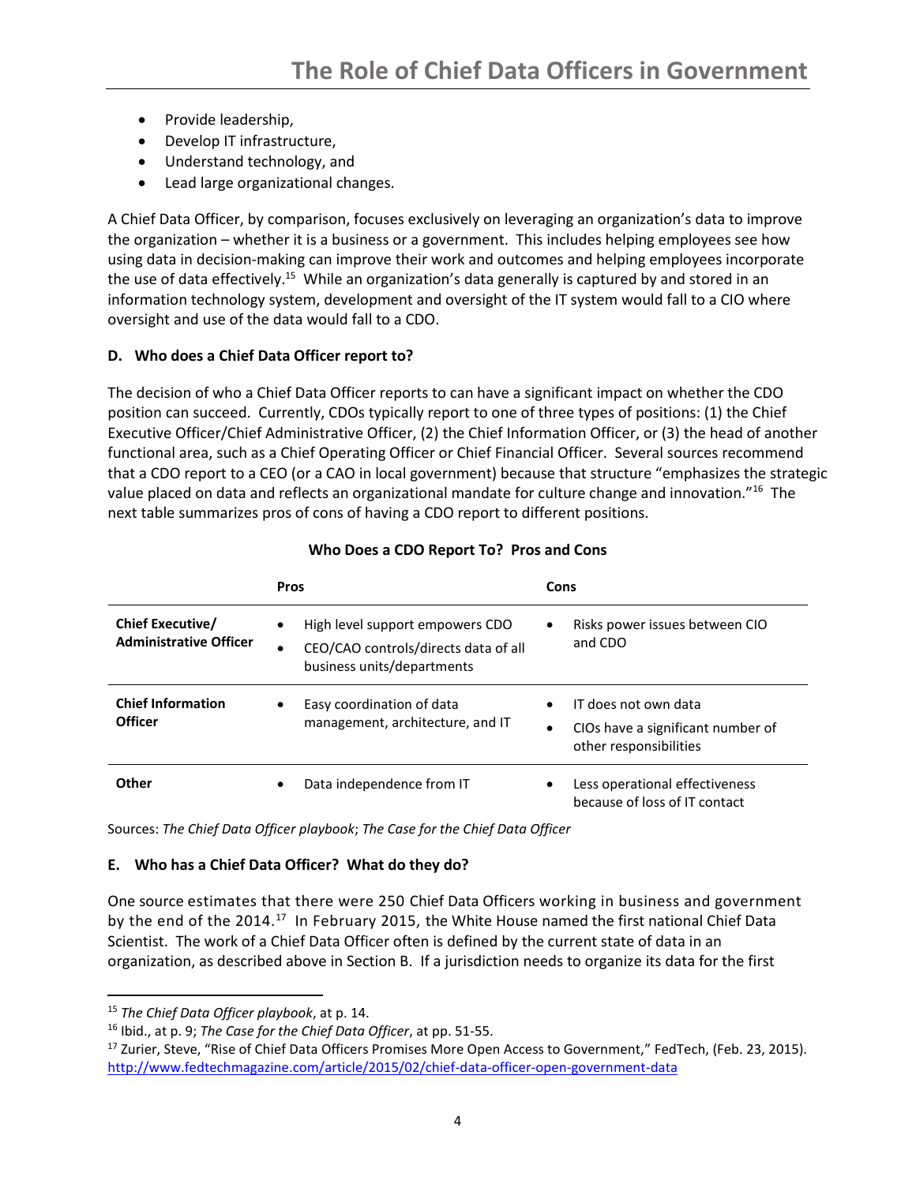- Provide leadership,
- Develop IT infrastructure,
- Understand technology, and
- Lead large organizational changes.

A Chief Data Officer, by comparison, focuses exclusively on leveraging an organization's data to improve the organization – whether it is a business or a government. This includes helping employees see how using data in decision-making can improve their work and outcomes and helping employees incorporate the use of data effectively.[15] While an organization's data generally is captured by and stored in an information technology system, development and oversight of the IT system would fall to a CIO where oversight and use of the data would fall to a CDO.

**D. Who does a Chief Data Officer report to?**

The decision of who a Chief Data Officer reports to can have a significant impact on whether the CDO position can succeed. Currently, CDOs typically report to one of three types of positions: (1) the Chief Executive Officer/Chief Administrative Officer, (2) the Chief Information Officer, or (3) the head of another functional area, such as a Chief Operating Officer or Chief Financial Officer. Several sources recommend that a CDO report to a CEO (or a CAO in local government) because that structure "emphasizes the strategic value placed on data and reflects an organizational mandate for culture change and innovation."[16] The next table summarizes pros of cons of having a CDO report to different positions.

**Who Does a CDO Report To? Pros and Cons**

| | Pros | Cons |
|---|---|---|
| **Chief Executive/ Administrative Officer** | • High level support empowers CDO<br>• CEO/CAO controls/directs data of all business units/departments | • Risks power issues between CIO and CDO |
| **Chief Information Officer** | • Easy coordination of data management, architecture, and IT | • IT does not own data<br>• CIOs have a significant number of other responsibilities |
| **Other** | • Data independence from IT | • Less operational effectiveness because of loss of IT contact |

Sources: *The Chief Data Officer playbook*; *The Case for the Chief Data Officer*

**E. Who has a Chief Data Officer? What do they do?**

One source estimates that there were 250 Chief Data Officers working in business and government by the end of the 2014.[17] In February 2015, the White House named the first national Chief Data Scientist. The work of a Chief Data Officer often is defined by the current state of data in an organization, as described above in Section B. If a jurisdiction needs to organize its data for the first

---

[15] *The Chief Data Officer playbook*, at p. 14.

[16] Ibid., at p. 9; *The Case for the Chief Data Officer*, at pp. 51-55.

[17] Zurier, Steve, "Rise of Chief Data Officers Promises More Open Access to Government," FedTech, (Feb. 23, 2015). http://www.fedtechmagazine.com/article/2015/02/chief-data-officer-open-government-data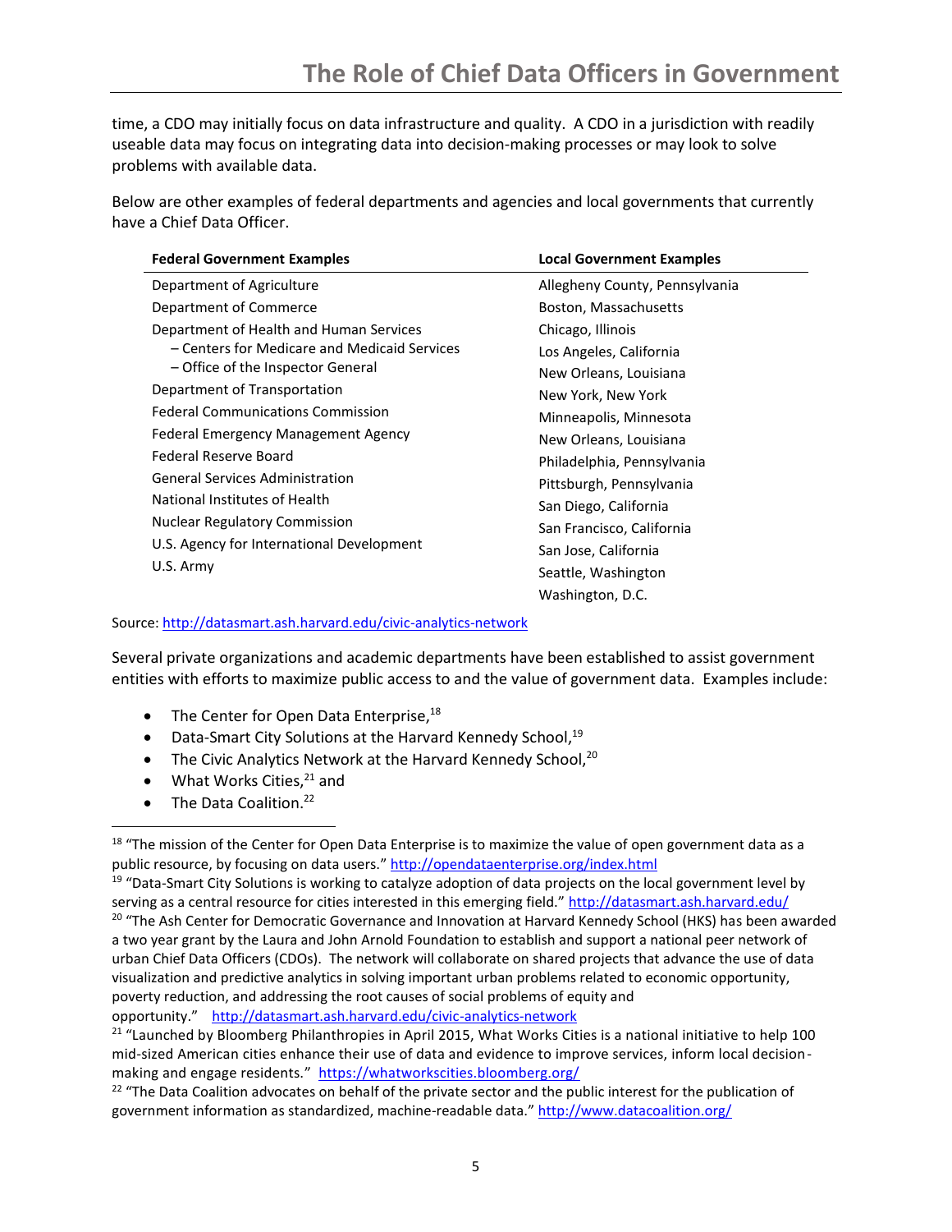time, a CDO may initially focus on data infrastructure and quality. A CDO in a jurisdiction with readily useable data may focus on integrating data into decision-making processes or may look to solve problems with available data.

Below are other examples of federal departments and agencies and local governments that currently have a Chief Data Officer.

| Federal Government Examples | Local Government Examples |
|---|---|
| Department of Agriculture | Allegheny County, Pennsylvania |
| Department of Commerce | Boston, Massachusetts |
| Department of Health and Human Services | Chicago, Illinois |
| – Centers for Medicare and Medicaid Services | Los Angeles, California |
| – Office of the Inspector General | New Orleans, Louisiana |
| Department of Transportation | New York, New York |
| Federal Communications Commission | Minneapolis, Minnesota |
| Federal Emergency Management Agency | New Orleans, Louisiana |
| Federal Reserve Board | Philadelphia, Pennsylvania |
| General Services Administration | Pittsburgh, Pennsylvania |
| National Institutes of Health | San Diego, California |
| Nuclear Regulatory Commission | San Francisco, California |
| U.S. Agency for International Development | San Jose, California |
| U.S. Army | Seattle, Washington |
| | Washington, D.C. |

Source: http://datasmart.ash.harvard.edu/civic-analytics-network

Several private organizations and academic departments have been established to assist government entities with efforts to maximize public access to and the value of government data. Examples include:

- The Center for Open Data Enterprise,[18]
- Data-Smart City Solutions at the Harvard Kennedy School,[19]
- The Civic Analytics Network at the Harvard Kennedy School,[20]
- What Works Cities,[21] and
- The Data Coalition.[22]

---

[18] "The mission of the Center for Open Data Enterprise is to maximize the value of open government data as a public resource, by focusing on data users." http://opendataenterprise.org/index.html

[19] "Data-Smart City Solutions is working to catalyze adoption of data projects on the local government level by serving as a central resource for cities interested in this emerging field." http://datasmart.ash.harvard.edu/

[20] "The Ash Center for Democratic Governance and Innovation at Harvard Kennedy School (HKS) has been awarded a two year grant by the Laura and John Arnold Foundation to establish and support a national peer network of urban Chief Data Officers (CDOs). The network will collaborate on shared projects that advance the use of data visualization and predictive analytics in solving important urban problems related to economic opportunity, poverty reduction, and addressing the root causes of social problems of equity and opportunity." http://datasmart.ash.harvard.edu/civic-analytics-network

[21] "Launched by Bloomberg Philanthropies in April 2015, What Works Cities is a national initiative to help 100 mid-sized American cities enhance their use of data and evidence to improve services, inform local decision-making and engage residents." https://whatworkscities.bloomberg.org/

[22] "The Data Coalition advocates on behalf of the private sector and the public interest for the publication of government information as standardized, machine-readable data." http://www.datacoalition.org/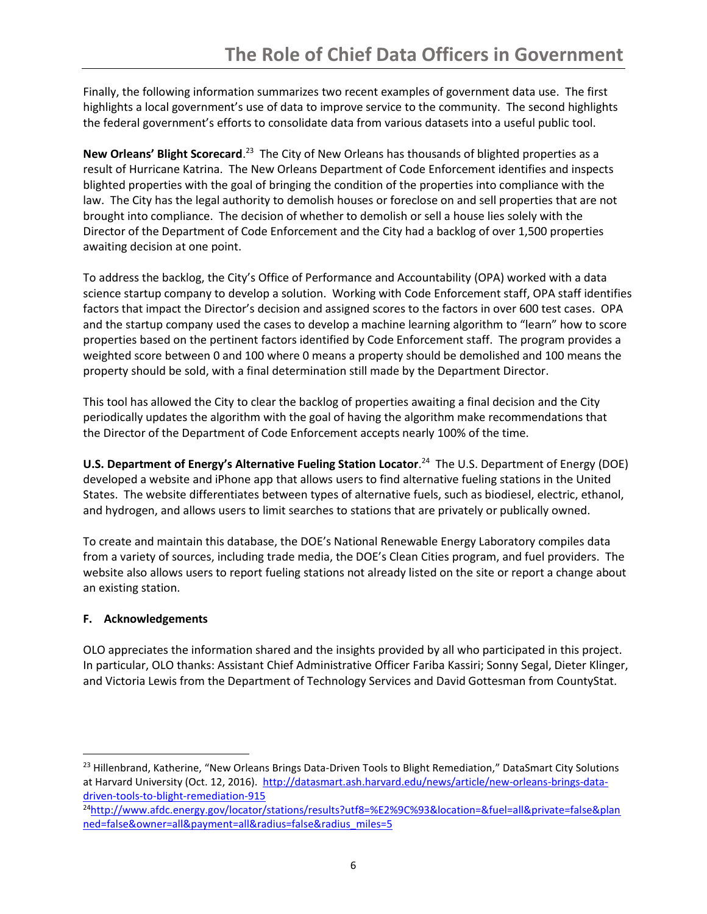Finally, the following information summarizes two recent examples of government data use. The first highlights a local government's use of data to improve service to the community. The second highlights the federal government's efforts to consolidate data from various datasets into a useful public tool.

**New Orleans' Blight Scorecard**.[23] The City of New Orleans has thousands of blighted properties as a result of Hurricane Katrina. The New Orleans Department of Code Enforcement identifies and inspects blighted properties with the goal of bringing the condition of the properties into compliance with the law. The City has the legal authority to demolish houses or foreclose on and sell properties that are not brought into compliance. The decision of whether to demolish or sell a house lies solely with the Director of the Department of Code Enforcement and the City had a backlog of over 1,500 properties awaiting decision at one point.

To address the backlog, the City's Office of Performance and Accountability (OPA) worked with a data science startup company to develop a solution. Working with Code Enforcement staff, OPA staff identifies factors that impact the Director's decision and assigned scores to the factors in over 600 test cases. OPA and the startup company used the cases to develop a machine learning algorithm to "learn" how to score properties based on the pertinent factors identified by Code Enforcement staff. The program provides a weighted score between 0 and 100 where 0 means a property should be demolished and 100 means the property should be sold, with a final determination still made by the Department Director.

This tool has allowed the City to clear the backlog of properties awaiting a final decision and the City periodically updates the algorithm with the goal of having the algorithm make recommendations that the Director of the Department of Code Enforcement accepts nearly 100% of the time.

**U.S. Department of Energy's Alternative Fueling Station Locator**.[24] The U.S. Department of Energy (DOE) developed a website and iPhone app that allows users to find alternative fueling stations in the United States. The website differentiates between types of alternative fuels, such as biodiesel, electric, ethanol, and hydrogen, and allows users to limit searches to stations that are privately or publically owned.

To create and maintain this database, the DOE's National Renewable Energy Laboratory compiles data from a variety of sources, including trade media, the DOE's Clean Cities program, and fuel providers. The website also allows users to report fueling stations not already listed on the site or report a change about an existing station.

### F. Acknowledgements

OLO appreciates the information shared and the insights provided by all who participated in this project. In particular, OLO thanks: Assistant Chief Administrative Officer Fariba Kassiri; Sonny Segal, Dieter Klinger, and Victoria Lewis from the Department of Technology Services and David Gottesman from CountyStat.

---

[23] Hillenbrand, Katherine, "New Orleans Brings Data-Driven Tools to Blight Remediation," DataSmart City Solutions at Harvard University (Oct. 12, 2016). http://datasmart.ash.harvard.edu/news/article/new-orleans-brings-data-driven-tools-to-blight-remediation-915

[24] http://www.afdc.energy.gov/locator/stations/results?utf8=%E2%9C%93&location=&fuel=all&private=false&planned=false&owner=all&payment=all&radius=false&radius_miles=5